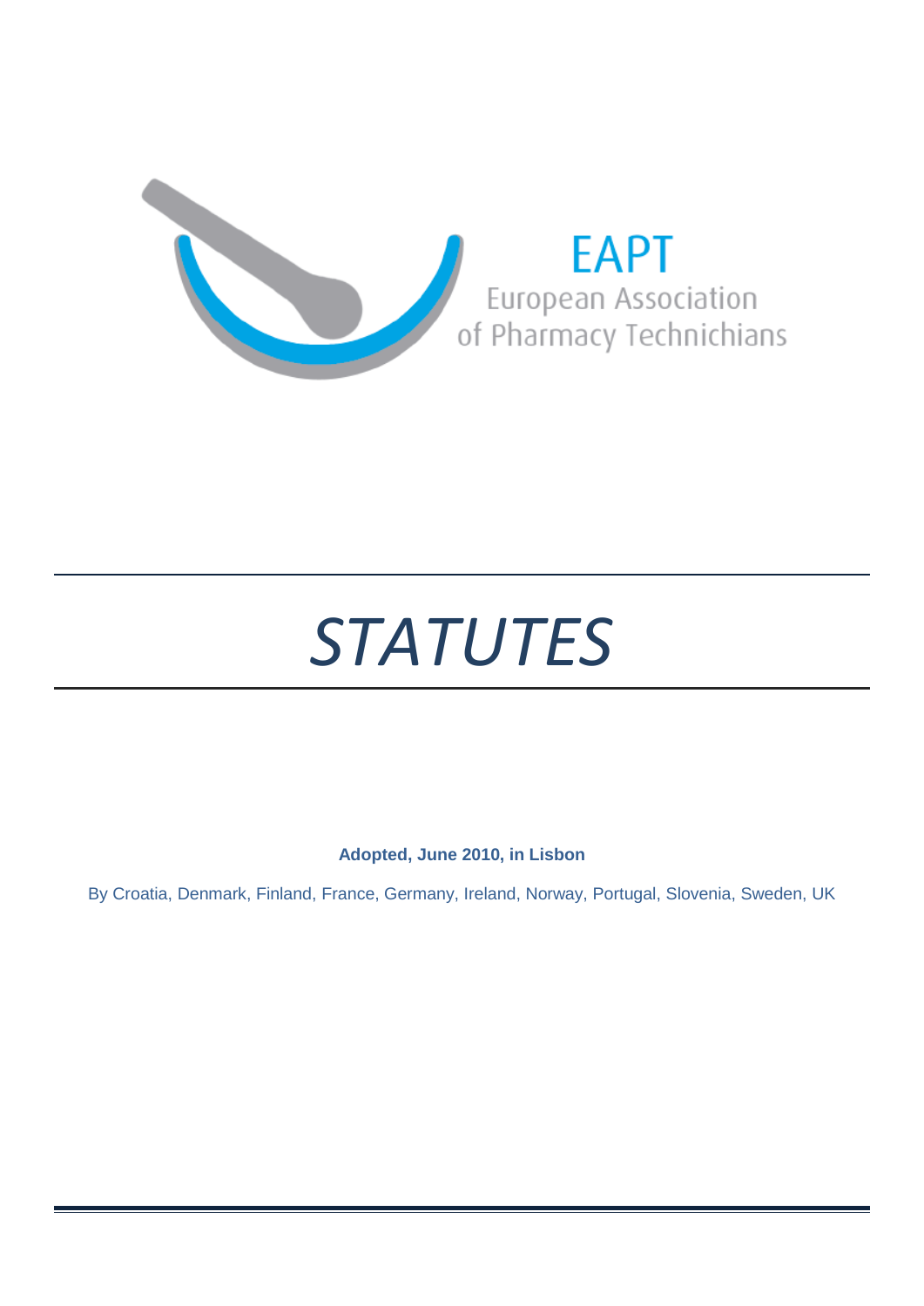EAPT

European Association of Pharmacy Technichians

# *STATUTES*

**Adopted, June 2010, in Lisbon**

By Croatia, Denmark, Finland, France, Germany, Ireland, Norway, Portugal, Slovenia, Sweden, UK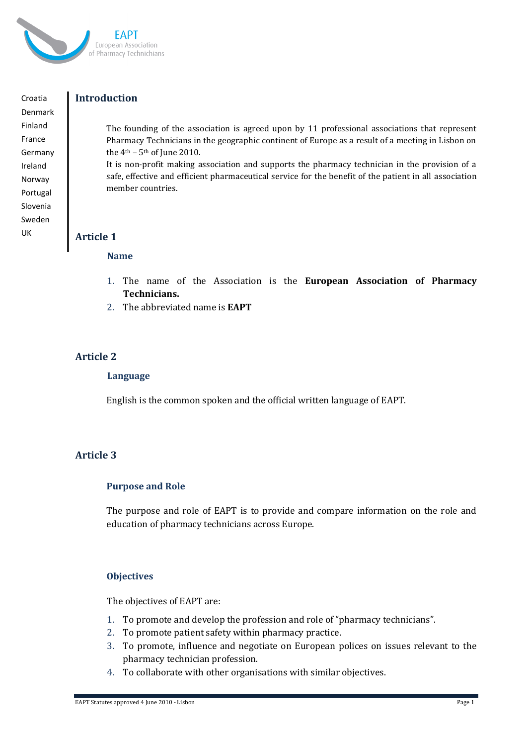EAPT
European Association of Pharmacy Technichians

Croatia
Denmark
Finland
France
Germany
Ireland
Norway
Portugal
Slovenia
Sweden
UK

## Introduction

The founding of the association is agreed upon by 11 professional associations that represent Pharmacy Technicians in the geographic continent of Europe as a result of a meeting in Lisbon on the 4th – 5th of June 2010.
It is non-profit making association and supports the pharmacy technician in the provision of a safe, effective and efficient pharmaceutical service for the benefit of the patient in all association member countries.

## Article 1

### Name

1. The name of the Association is the **European Association of Pharmacy Technicians.**
2. The abbreviated name is **EAPT**

## Article 2

### Language

English is the common spoken and the official written language of EAPT.

## Article 3

### Purpose and Role

The purpose and role of EAPT is to provide and compare information on the role and education of pharmacy technicians across Europe.

### Objectives

The objectives of EAPT are:

1. To promote and develop the profession and role of "pharmacy technicians".
2. To promote patient safety within pharmacy practice.
3. To promote, influence and negotiate on European polices on issues relevant to the pharmacy technician profession.
4. To collaborate with other organisations with similar objectives.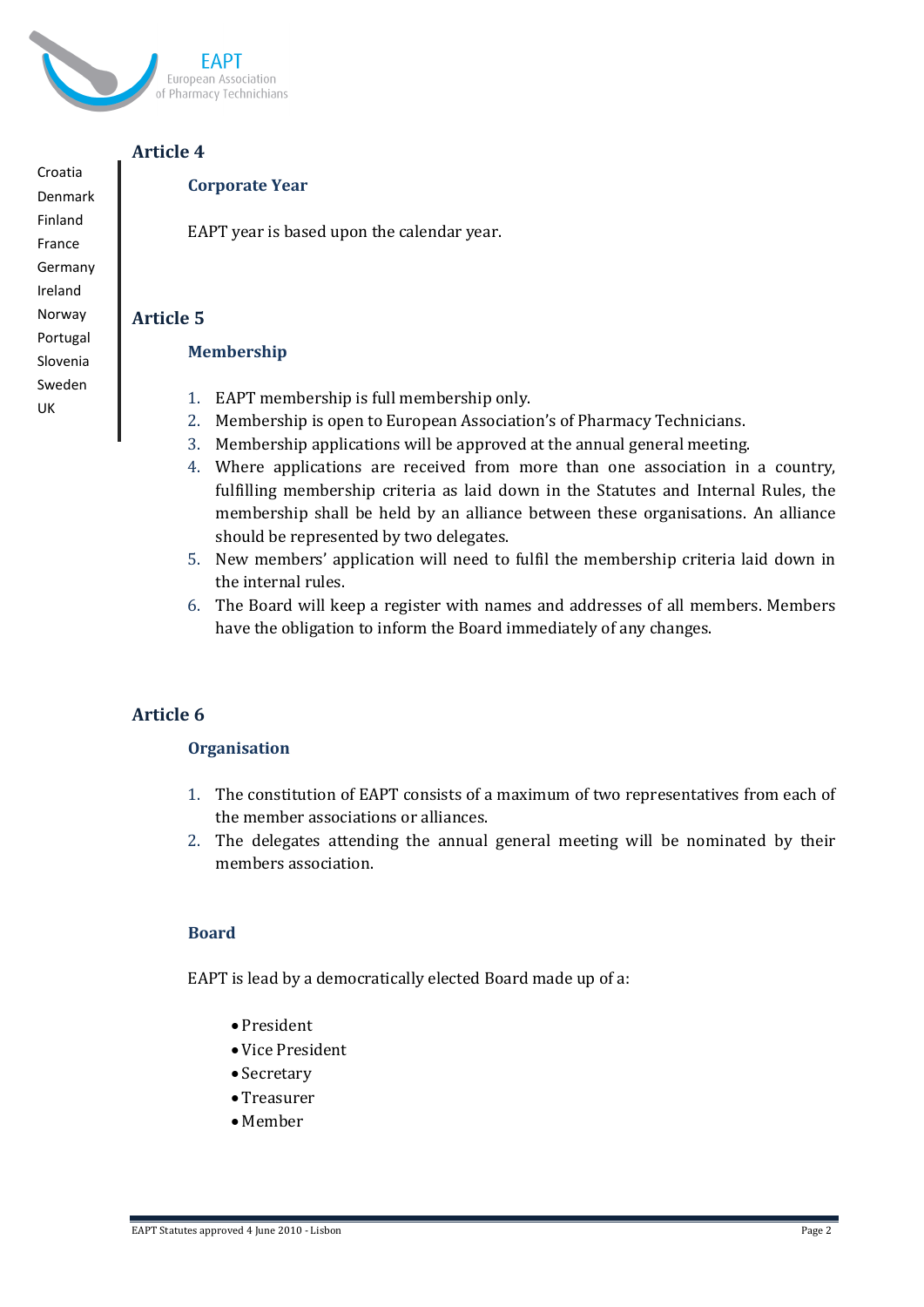Croatia
Denmark
Finland
France
Germany
Ireland
Norway
Portugal
Slovenia
Sweden
UK

## Article 4

### Corporate Year

EAPT year is based upon the calendar year.

## Article 5

### Membership

1. EAPT membership is full membership only.
2. Membership is open to European Association's of Pharmacy Technicians.
3. Membership applications will be approved at the annual general meeting.
4. Where applications are received from more than one association in a country, fulfilling membership criteria as laid down in the Statutes and Internal Rules, the membership shall be held by an alliance between these organisations. An alliance should be represented by two delegates.
5. New members' application will need to fulfil the membership criteria laid down in the internal rules.
6. The Board will keep a register with names and addresses of all members. Members have the obligation to inform the Board immediately of any changes.

## Article 6

### Organisation

1. The constitution of EAPT consists of a maximum of two representatives from each of the member associations or alliances.
2. The delegates attending the annual general meeting will be nominated by their members association.

### Board

EAPT is lead by a democratically elected Board made up of a:

- President
- Vice President
- Secretary
- Treasurer
- Member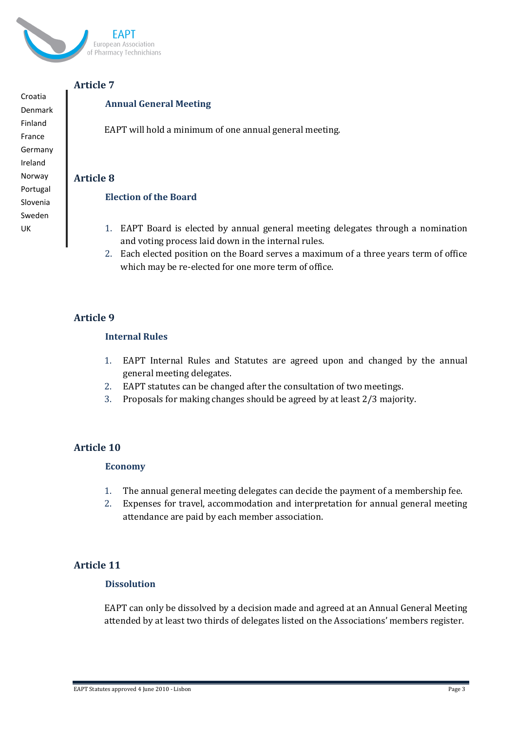## Article 7

### Annual General Meeting

EAPT will hold a minimum of one annual general meeting.

## Article 8

### Election of the Board

1. EAPT Board is elected by annual general meeting delegates through a nomination and voting process laid down in the internal rules.
2. Each elected position on the Board serves a maximum of a three years term of office which may be re-elected for one more term of office.

## Article 9

### Internal Rules

1. EAPT Internal Rules and Statutes are agreed upon and changed by the annual general meeting delegates.
2. EAPT statutes can be changed after the consultation of two meetings.
3. Proposals for making changes should be agreed by at least 2/3 majority.

## Article 10

### Economy

1. The annual general meeting delegates can decide the payment of a membership fee.
2. Expenses for travel, accommodation and interpretation for annual general meeting attendance are paid by each member association.

## Article 11

### Dissolution

EAPT can only be dissolved by a decision made and agreed at an Annual General Meeting attended by at least two thirds of delegates listed on the Associations' members register.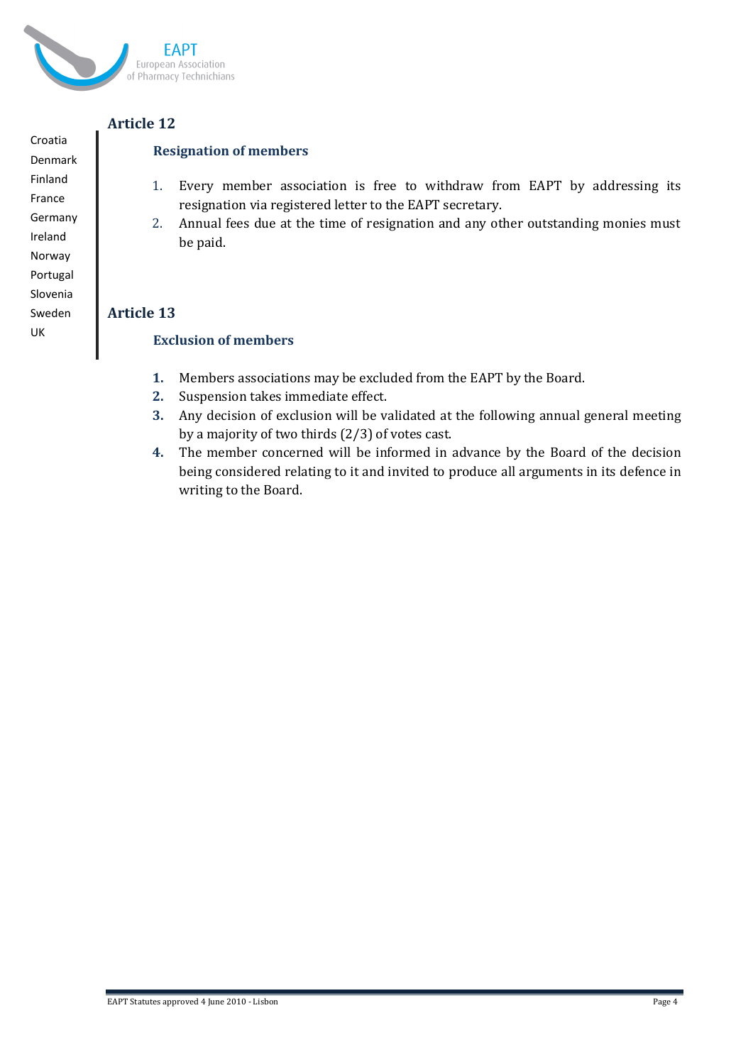Croatia
Denmark
Finland
France
Germany
Ireland
Norway
Portugal
Slovenia
Sweden
UK

## Article 12

### Resignation of members

1. Every member association is free to withdraw from EAPT by addressing its resignation via registered letter to the EAPT secretary.
2. Annual fees due at the time of resignation and any other outstanding monies must be paid.

## Article 13

### Exclusion of members

1. Members associations may be excluded from the EAPT by the Board.
2. Suspension takes immediate effect.
3. Any decision of exclusion will be validated at the following annual general meeting by a majority of two thirds (2/3) of votes cast.
4. The member concerned will be informed in advance by the Board of the decision being considered relating to it and invited to produce all arguments in its defence in writing to the Board.